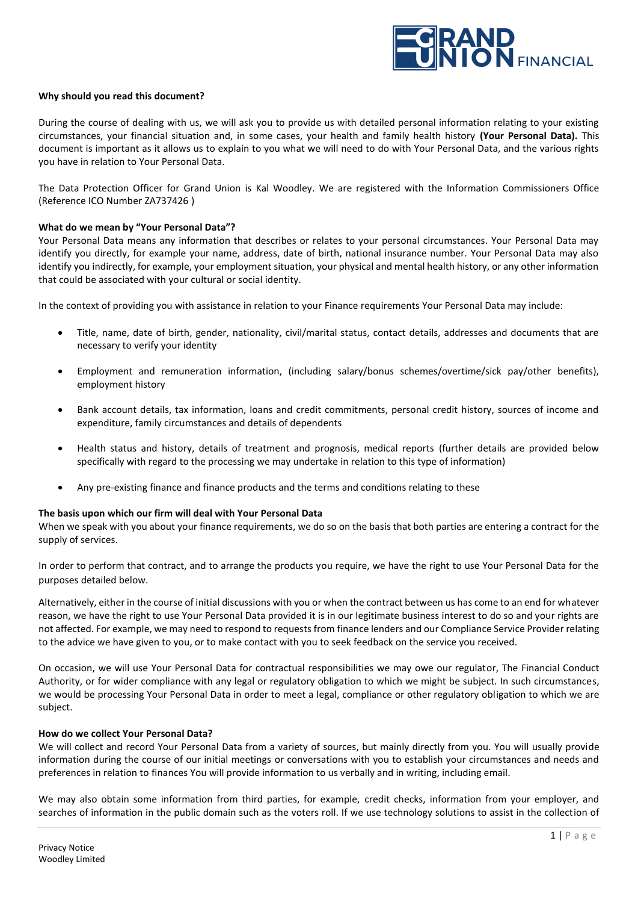### Why should you read this document?

During the course of dealing with us, we will ask you to provide us with detailed personal information relating to your existing circumstances, your financial situation and, in some cases, your health and family health history **(Your Personal Data).** This document is important as it allows us to explain to you what we will need to do with Your Personal Data, and the various rights you have in relation to Your Personal Data.

The Data Protection Officer for Grand Union is Kal Woodley. We are registered with the Information Commissioners Office (Reference ICO Number ZA737426 )

### What do we mean by "Your Personal Data"?

Your Personal Data means any information that describes or relates to your personal circumstances. Your Personal Data may identify you directly, for example your name, address, date of birth, national insurance number. Your Personal Data may also identify you indirectly, for example, your employment situation, your physical and mental health history, or any other information that could be associated with your cultural or social identity.

In the context of providing you with assistance in relation to your Finance requirements Your Personal Data may include:

- Title, name, date of birth, gender, nationality, civil/marital status, contact details, addresses and documents that are necessary to verify your identity
- Employment and remuneration information, (including salary/bonus schemes/overtime/sick pay/other benefits), employment history
- Bank account details, tax information, loans and credit commitments, personal credit history, sources of income and expenditure, family circumstances and details of dependents
- Health status and history, details of treatment and prognosis, medical reports (further details are provided below specifically with regard to the processing we may undertake in relation to this type of information)
- Any pre-existing finance and finance products and the terms and conditions relating to these

### The basis upon which our firm will deal with Your Personal Data

When we speak with you about your finance requirements, we do so on the basis that both parties are entering a contract for the supply of services.

In order to perform that contract, and to arrange the products you require, we have the right to use Your Personal Data for the purposes detailed below.

Alternatively, either in the course of initial discussions with you or when the contract between us has come to an end for whatever reason, we have the right to use Your Personal Data provided it is in our legitimate business interest to do so and your rights are not affected. For example, we may need to respond to requests from finance lenders and our Compliance Service Provider relating to the advice we have given to you, or to make contact with you to seek feedback on the service you received.

On occasion, we will use Your Personal Data for contractual responsibilities we may owe our regulator, The Financial Conduct Authority, or for wider compliance with any legal or regulatory obligation to which we might be subject. In such circumstances, we would be processing Your Personal Data in order to meet a legal, compliance or other regulatory obligation to which we are subject.

### How do we collect Your Personal Data?

We will collect and record Your Personal Data from a variety of sources, but mainly directly from you. You will usually provide information during the course of our initial meetings or conversations with you to establish your circumstances and needs and preferences in relation to finances You will provide information to us verbally and in writing, including email.

We may also obtain some information from third parties, for example, credit checks, information from your employer, and searches of information in the public domain such as the voters roll. If we use technology solutions to assist in the collection of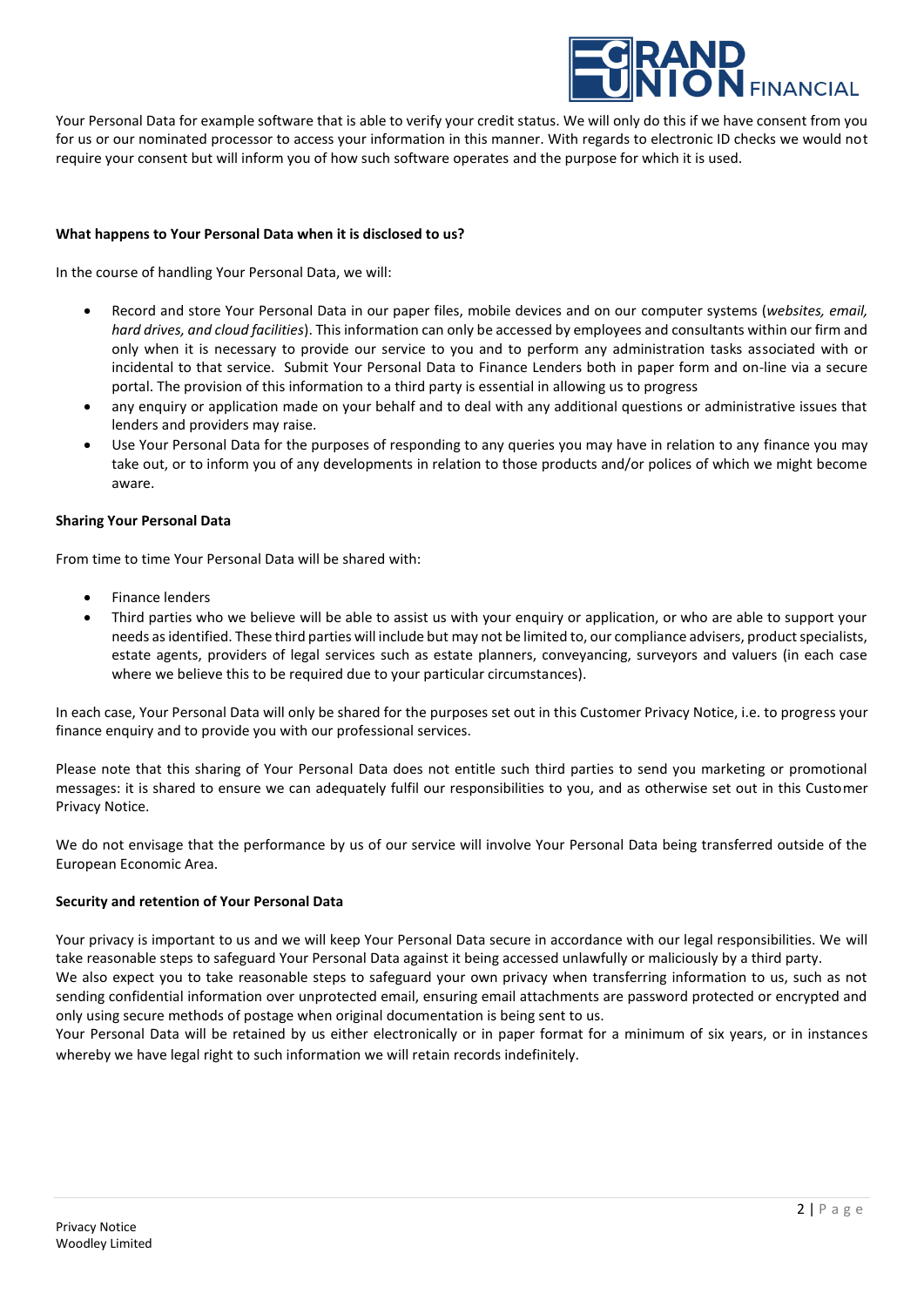Your Personal Data for example software that is able to verify your credit status. We will only do this if we have consent from you for us or our nominated processor to access your information in this manner. With regards to electronic ID checks we would not require your consent but will inform you of how such software operates and the purpose for which it is used.

**What happens to Your Personal Data when it is disclosed to us?**

In the course of handling Your Personal Data, we will:

- Record and store Your Personal Data in our paper files, mobile devices and on our computer systems (*websites, email, hard drives, and cloud facilities*). This information can only be accessed by employees and consultants within our firm and only when it is necessary to provide our service to you and to perform any administration tasks associated with or incidental to that service. Submit Your Personal Data to Finance Lenders both in paper form and on-line via a secure portal. The provision of this information to a third party is essential in allowing us to progress
- any enquiry or application made on your behalf and to deal with any additional questions or administrative issues that lenders and providers may raise.
- Use Your Personal Data for the purposes of responding to any queries you may have in relation to any finance you may take out, or to inform you of any developments in relation to those products and/or polices of which we might become aware.

**Sharing Your Personal Data**

From time to time Your Personal Data will be shared with:

- Finance lenders
- Third parties who we believe will be able to assist us with your enquiry or application, or who are able to support your needs as identified. These third parties will include but may not be limited to, our compliance advisers, product specialists, estate agents, providers of legal services such as estate planners, conveyancing, surveyors and valuers (in each case where we believe this to be required due to your particular circumstances).

In each case, Your Personal Data will only be shared for the purposes set out in this Customer Privacy Notice, i.e. to progress your finance enquiry and to provide you with our professional services.

Please note that this sharing of Your Personal Data does not entitle such third parties to send you marketing or promotional messages: it is shared to ensure we can adequately fulfil our responsibilities to you, and as otherwise set out in this Customer Privacy Notice.

We do not envisage that the performance by us of our service will involve Your Personal Data being transferred outside of the European Economic Area.

**Security and retention of Your Personal Data**

Your privacy is important to us and we will keep Your Personal Data secure in accordance with our legal responsibilities. We will take reasonable steps to safeguard Your Personal Data against it being accessed unlawfully or maliciously by a third party.
We also expect you to take reasonable steps to safeguard your own privacy when transferring information to us, such as not sending confidential information over unprotected email, ensuring email attachments are password protected or encrypted and only using secure methods of postage when original documentation is being sent to us.
Your Personal Data will be retained by us either electronically or in paper format for a minimum of six years, or in instances whereby we have legal right to such information we will retain records indefinitely.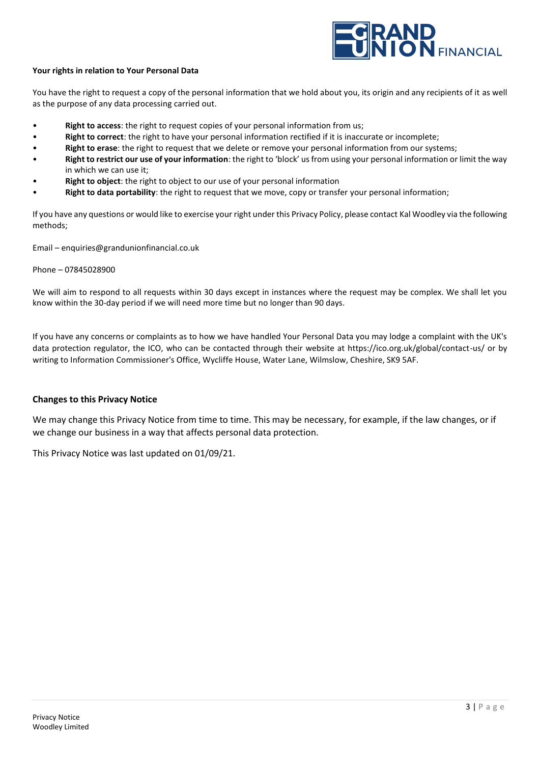**Your rights in relation to Your Personal Data**

You have the right to request a copy of the personal information that we hold about you, its origin and any recipients of it as well as the purpose of any data processing carried out.

- **Right to access**: the right to request copies of your personal information from us;
- **Right to correct**: the right to have your personal information rectified if it is inaccurate or incomplete;
- **Right to erase**: the right to request that we delete or remove your personal information from our systems;
- **Right to restrict our use of your information**: the right to 'block' us from using your personal information or limit the way in which we can use it;
- **Right to object**: the right to object to our use of your personal information
- **Right to data portability**: the right to request that we move, copy or transfer your personal information;

If you have any questions or would like to exercise your right under this Privacy Policy, please contact Kal Woodley via the following methods;

Email – enquiries@grandunionfinancial.co.uk

Phone – 07845028900

We will aim to respond to all requests within 30 days except in instances where the request may be complex. We shall let you know within the 30-day period if we will need more time but no longer than 90 days.

If you have any concerns or complaints as to how we have handled Your Personal Data you may lodge a complaint with the UK's data protection regulator, the ICO, who can be contacted through their website at https://ico.org.uk/global/contact-us/ or by writing to Information Commissioner's Office, Wycliffe House, Water Lane, Wilmslow, Cheshire, SK9 5AF.

## Changes to this Privacy Notice

We may change this Privacy Notice from time to time. This may be necessary, for example, if the law changes, or if we change our business in a way that affects personal data protection.

This Privacy Notice was last updated on 01/09/21.